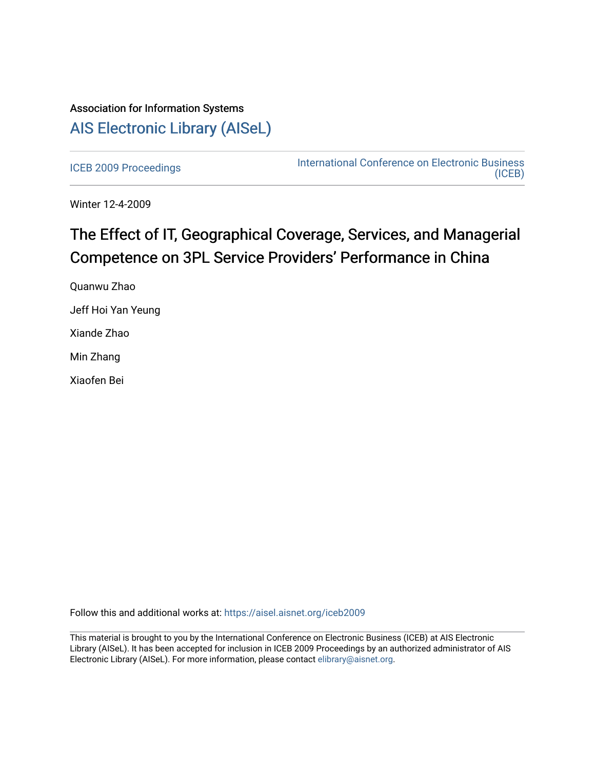Association for Information Systems

# AIS Electronic Library (AISeL)

ICEB 2009 Proceedings

International Conference on Electronic Business (ICEB)

Winter 12-4-2009

## The Effect of IT, Geographical Coverage, Services, and Managerial Competence on 3PL Service Providers' Performance in China

Quanwu Zhao

Jeff Hoi Yan Yeung

Xiande Zhao

Min Zhang

Xiaofen Bei

Follow this and additional works at: https://aisel.aisnet.org/iceb2009

This material is brought to you by the International Conference on Electronic Business (ICEB) at AIS Electronic Library (AISeL). It has been accepted for inclusion in ICEB 2009 Proceedings by an authorized administrator of AIS Electronic Library (AISeL). For more information, please contact elibrary@aisnet.org.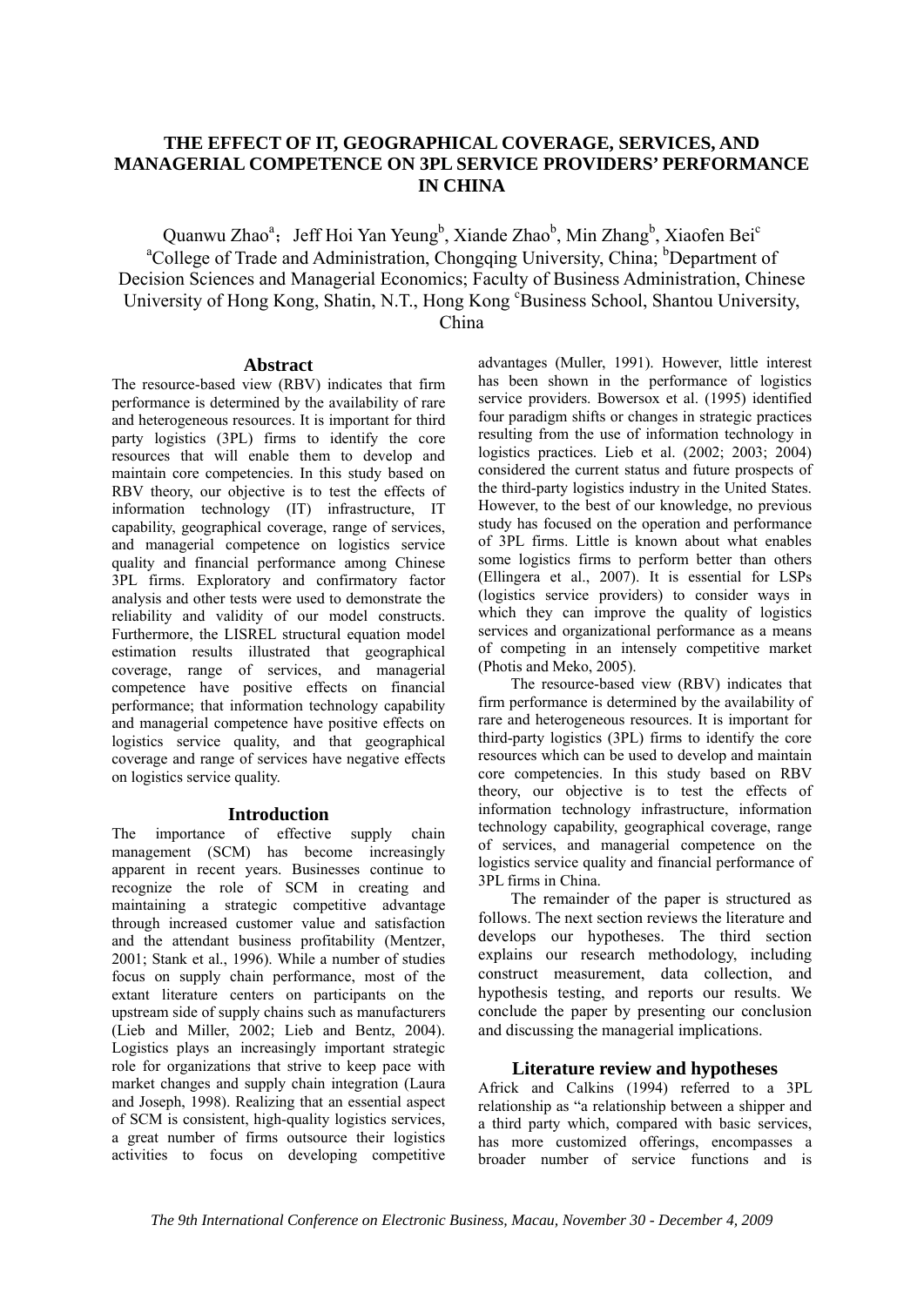# THE EFFECT OF IT, GEOGRAPHICAL COVERAGE, SERVICES, AND MANAGERIAL COMPETENCE ON 3PL SERVICE PROVIDERS' PERFORMANCE IN CHINA

Quanwu Zhao[a]; Jeff Hoi Yan Yeung[b], Xiande Zhao[b], Min Zhang[b], Xiaofen Bei[c]

[a]College of Trade and Administration, Chongqing University, China; [b]Department of Decision Sciences and Managerial Economics; Faculty of Business Administration, Chinese University of Hong Kong, Shatin, N.T., Hong Kong [c]Business School, Shantou University, China

## Abstract

The resource-based view (RBV) indicates that firm performance is determined by the availability of rare and heterogeneous resources. It is important for third party logistics (3PL) firms to identify the core resources that will enable them to develop and maintain core competencies. In this study based on RBV theory, our objective is to test the effects of information technology (IT) infrastructure, IT capability, geographical coverage, range of services, and managerial competence on logistics service quality and financial performance among Chinese 3PL firms. Exploratory and confirmatory factor analysis and other tests were used to demonstrate the reliability and validity of our model constructs. Furthermore, the LISREL structural equation model estimation results illustrated that geographical coverage, range of services, and managerial competence have positive effects on financial performance; that information technology capability and managerial competence have positive effects on logistics service quality, and that geographical coverage and range of services have negative effects on logistics service quality.

## Introduction

The importance of effective supply chain management (SCM) has become increasingly apparent in recent years. Businesses continue to recognize the role of SCM in creating and maintaining a strategic competitive advantage through increased customer value and satisfaction and the attendant business profitability (Mentzer, 2001; Stank et al., 1996). While a number of studies focus on supply chain performance, most of the extant literature centers on participants on the upstream side of supply chains such as manufacturers (Lieb and Miller, 2002; Lieb and Bentz, 2004). Logistics plays an increasingly important strategic role for organizations that strive to keep pace with market changes and supply chain integration (Laura and Joseph, 1998). Realizing that an essential aspect of SCM is consistent, high-quality logistics services, a great number of firms outsource their logistics activities to focus on developing competitive advantages (Muller, 1991). However, little interest has been shown in the performance of logistics service providers. Bowersox et al. (1995) identified four paradigm shifts or changes in strategic practices resulting from the use of information technology in logistics practices. Lieb et al. (2002; 2003; 2004) considered the current status and future prospects of the third-party logistics industry in the United States. However, to the best of our knowledge, no previous study has focused on the operation and performance of 3PL firms. Little is known about what enables some logistics firms to perform better than others (Ellingera et al., 2007). It is essential for LSPs (logistics service providers) to consider ways in which they can improve the quality of logistics services and organizational performance as a means of competing in an intensely competitive market (Photis and Meko, 2005).

The resource-based view (RBV) indicates that firm performance is determined by the availability of rare and heterogeneous resources. It is important for third-party logistics (3PL) firms to identify the core resources which can be used to develop and maintain core competencies. In this study based on RBV theory, our objective is to test the effects of information technology infrastructure, information technology capability, geographical coverage, range of services, and managerial competence on the logistics service quality and financial performance of 3PL firms in China.

The remainder of the paper is structured as follows. The next section reviews the literature and develops our hypotheses. The third section explains our research methodology, including construct measurement, data collection, and hypothesis testing, and reports our results. We conclude the paper by presenting our conclusion and discussing the managerial implications.

## Literature review and hypotheses

Africk and Calkins (1994) referred to a 3PL relationship as "a relationship between a shipper and a third party which, compared with basic services, has more customized offerings, encompasses a broader number of service functions and is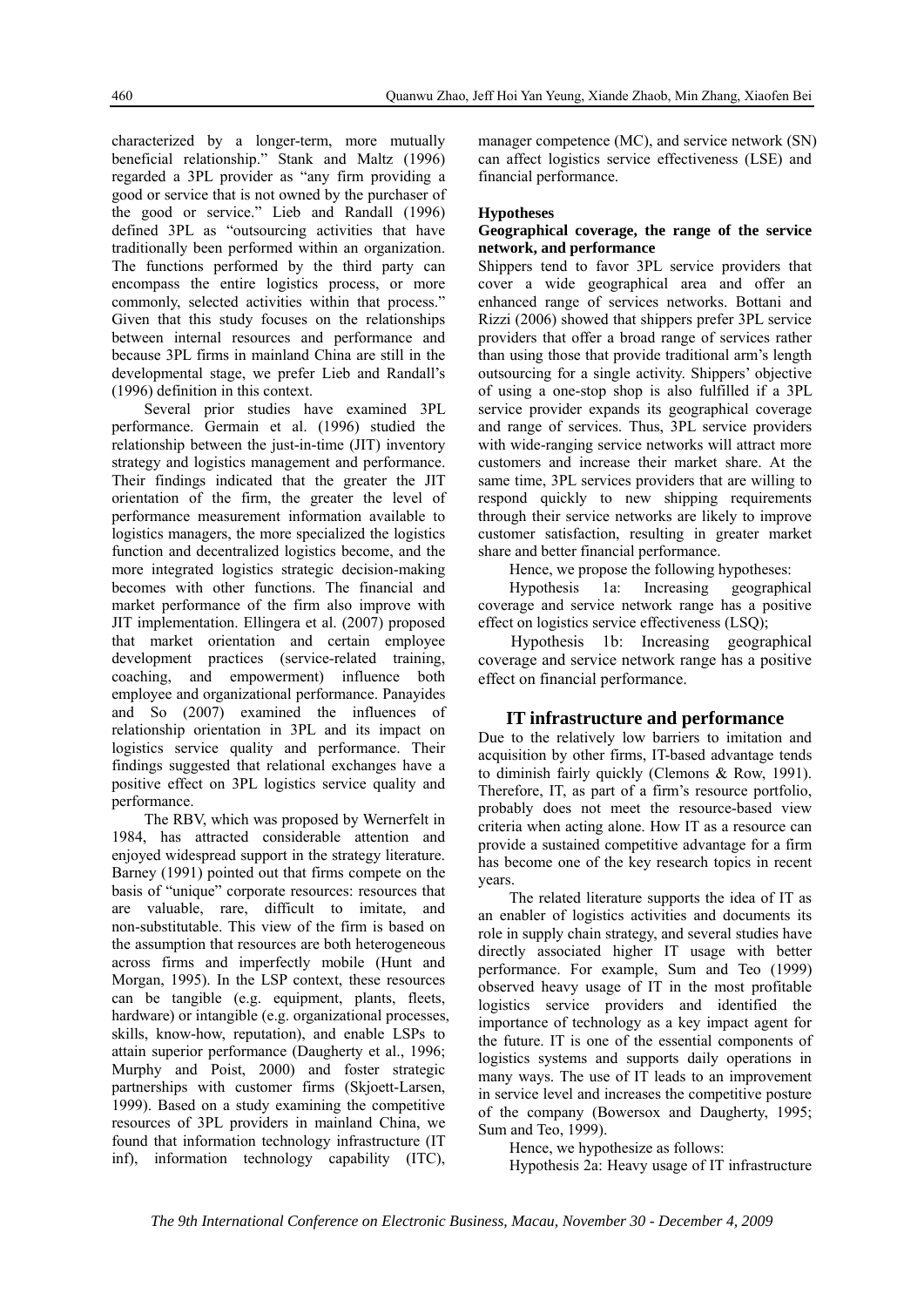characterized by a longer-term, more mutually beneficial relationship." Stank and Maltz (1996) regarded a 3PL provider as "any firm providing a good or service that is not owned by the purchaser of the good or service." Lieb and Randall (1996) defined 3PL as "outsourcing activities that have traditionally been performed within an organization. The functions performed by the third party can encompass the entire logistics process, or more commonly, selected activities within that process." Given that this study focuses on the relationships between internal resources and performance and because 3PL firms in mainland China are still in the developmental stage, we prefer Lieb and Randall's (1996) definition in this context.

Several prior studies have examined 3PL performance. Germain et al. (1996) studied the relationship between the just-in-time (JIT) inventory strategy and logistics management and performance. Their findings indicated that the greater the JIT orientation of the firm, the greater the level of performance measurement information available to logistics managers, the more specialized the logistics function and decentralized logistics become, and the more integrated logistics strategic decision-making becomes with other functions. The financial and market performance of the firm also improve with JIT implementation. Ellingera et al. (2007) proposed that market orientation and certain employee development practices (service-related training, coaching, and empowerment) influence both employee and organizational performance. Panayides and So (2007) examined the influences of relationship orientation in 3PL and its impact on logistics service quality and performance. Their findings suggested that relational exchanges have a positive effect on 3PL logistics service quality and performance.

The RBV, which was proposed by Wernerfelt in 1984, has attracted considerable attention and enjoyed widespread support in the strategy literature. Barney (1991) pointed out that firms compete on the basis of "unique" corporate resources: resources that are valuable, rare, difficult to imitate, and non-substitutable. This view of the firm is based on the assumption that resources are both heterogeneous across firms and imperfectly mobile (Hunt and Morgan, 1995). In the LSP context, these resources can be tangible (e.g. equipment, plants, fleets, hardware) or intangible (e.g. organizational processes, skills, know-how, reputation), and enable LSPs to attain superior performance (Daugherty et al., 1996; Murphy and Poist, 2000) and foster strategic partnerships with customer firms (Skjoett-Larsen, 1999). Based on a study examining the competitive resources of 3PL providers in mainland China, we found that information technology infrastructure (IT inf), information technology capability (ITC), manager competence (MC), and service network (SN) can affect logistics service effectiveness (LSE) and financial performance.

## Hypotheses

### Geographical coverage, the range of the service network, and performance

Shippers tend to favor 3PL service providers that cover a wide geographical area and offer an enhanced range of services networks. Bottani and Rizzi (2006) showed that shippers prefer 3PL service providers that offer a broad range of services rather than using those that provide traditional arm's length outsourcing for a single activity. Shippers' objective of using a one-stop shop is also fulfilled if a 3PL service provider expands its geographical coverage and range of services. Thus, 3PL service providers with wide-ranging service networks will attract more customers and increase their market share. At the same time, 3PL services providers that are willing to respond quickly to new shipping requirements through their service networks are likely to improve customer satisfaction, resulting in greater market share and better financial performance.

Hence, we propose the following hypotheses:

Hypothesis 1a: Increasing geographical coverage and service network range has a positive effect on logistics service effectiveness (LSQ);

Hypothesis 1b: Increasing geographical coverage and service network range has a positive effect on financial performance.

## IT infrastructure and performance

Due to the relatively low barriers to imitation and acquisition by other firms, IT-based advantage tends to diminish fairly quickly (Clemons & Row, 1991). Therefore, IT, as part of a firm's resource portfolio, probably does not meet the resource-based view criteria when acting alone. How IT as a resource can provide a sustained competitive advantage for a firm has become one of the key research topics in recent years.

The related literature supports the idea of IT as an enabler of logistics activities and documents its role in supply chain strategy, and several studies have directly associated higher IT usage with better performance. For example, Sum and Teo (1999) observed heavy usage of IT in the most profitable logistics service providers and identified the importance of technology as a key impact agent for the future. IT is one of the essential components of logistics systems and supports daily operations in many ways. The use of IT leads to an improvement in service level and increases the competitive posture of the company (Bowersox and Daugherty, 1995; Sum and Teo, 1999).

Hence, we hypothesize as follows:

Hypothesis 2a: Heavy usage of IT infrastructure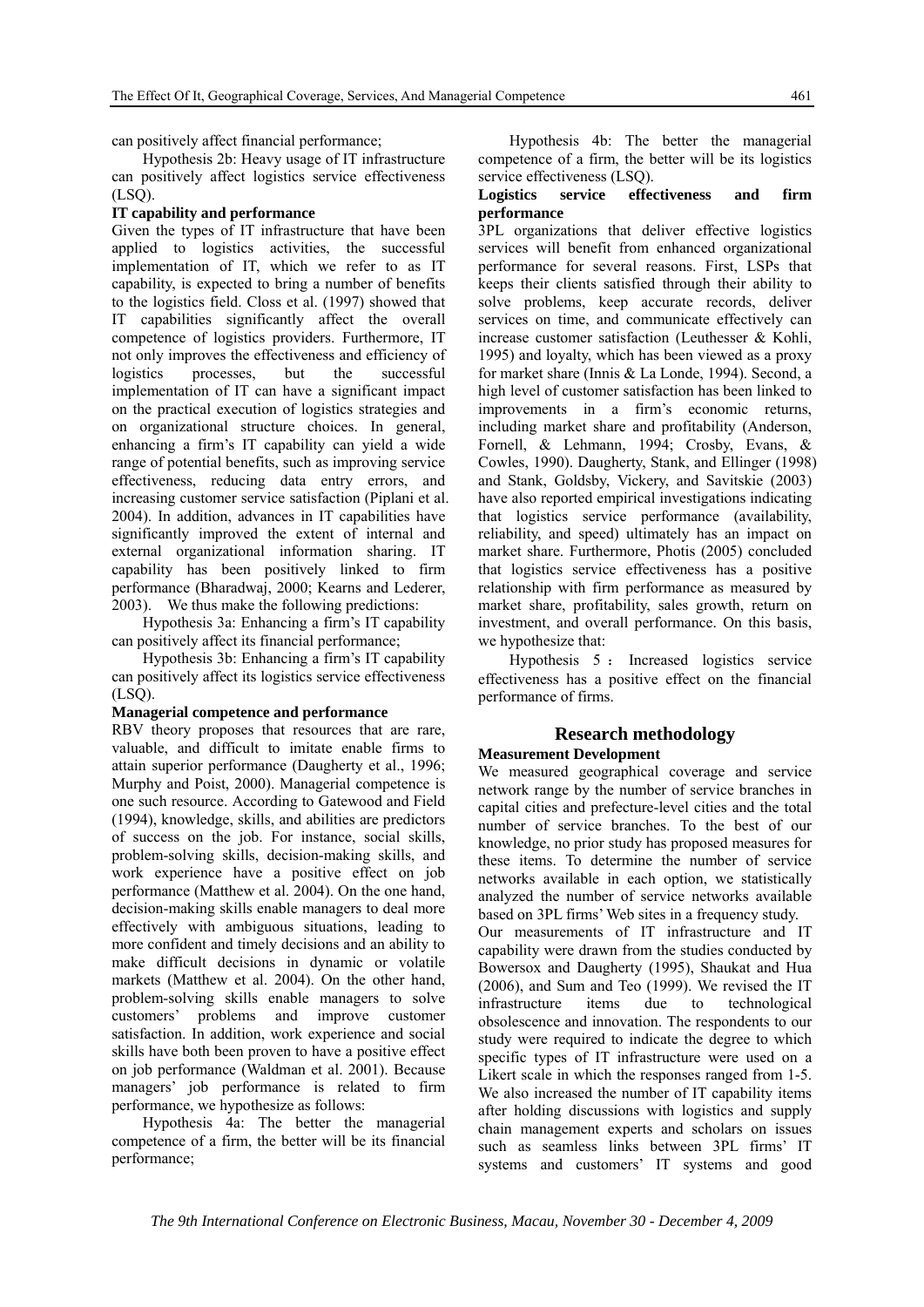can positively affect financial performance;

Hypothesis 2b: Heavy usage of IT infrastructure can positively affect logistics service effectiveness (LSQ).

**IT capability and performance**

Given the types of IT infrastructure that have been applied to logistics activities, the successful implementation of IT, which we refer to as IT capability, is expected to bring a number of benefits to the logistics field. Closs et al. (1997) showed that IT capabilities significantly affect the overall competence of logistics providers. Furthermore, IT not only improves the effectiveness and efficiency of logistics processes, but the successful implementation of IT can have a significant impact on the practical execution of logistics strategies and on organizational structure choices. In general, enhancing a firm's IT capability can yield a wide range of potential benefits, such as improving service effectiveness, reducing data entry errors, and increasing customer service satisfaction (Piplani et al. 2004). In addition, advances in IT capabilities have significantly improved the extent of internal and external organizational information sharing. IT capability has been positively linked to firm performance (Bharadwaj, 2000; Kearns and Lederer, 2003). We thus make the following predictions:

Hypothesis 3a: Enhancing a firm's IT capability can positively affect its financial performance;

Hypothesis 3b: Enhancing a firm's IT capability can positively affect its logistics service effectiveness (LSQ).

**Managerial competence and performance**

RBV theory proposes that resources that are rare, valuable, and difficult to imitate enable firms to attain superior performance (Daugherty et al., 1996; Murphy and Poist, 2000). Managerial competence is one such resource. According to Gatewood and Field (1994), knowledge, skills, and abilities are predictors of success on the job. For instance, social skills, problem-solving skills, decision-making skills, and work experience have a positive effect on job performance (Matthew et al. 2004). On the one hand, decision-making skills enable managers to deal more effectively with ambiguous situations, leading to more confident and timely decisions and an ability to make difficult decisions in dynamic or volatile markets (Matthew et al. 2004). On the other hand, problem-solving skills enable managers to solve customers' problems and improve customer satisfaction. In addition, work experience and social skills have both been proven to have a positive effect on job performance (Waldman et al. 2001). Because managers' job performance is related to firm performance, we hypothesize as follows:

Hypothesis 4a: The better the managerial competence of a firm, the better will be its financial performance;

Hypothesis 4b: The better the managerial competence of a firm, the better will be its logistics service effectiveness (LSQ).

**Logistics service effectiveness and firm performance**

3PL organizations that deliver effective logistics services will benefit from enhanced organizational performance for several reasons. First, LSPs that keeps their clients satisfied through their ability to solve problems, keep accurate records, deliver services on time, and communicate effectively can increase customer satisfaction (Leuthesser & Kohli, 1995) and loyalty, which has been viewed as a proxy for market share (Innis & La Londe, 1994). Second, a high level of customer satisfaction has been linked to improvements in a firm's economic returns, including market share and profitability (Anderson, Fornell, & Lehmann, 1994; Crosby, Evans, & Cowles, 1990). Daugherty, Stank, and Ellinger (1998) and Stank, Goldsby, Vickery, and Savitskie (2003) have also reported empirical investigations indicating that logistics service performance (availability, reliability, and speed) ultimately has an impact on market share. Furthermore, Photis (2005) concluded that logistics service effectiveness has a positive relationship with firm performance as measured by market share, profitability, sales growth, return on investment, and overall performance. On this basis, we hypothesize that:

Hypothesis 5 ： Increased logistics service effectiveness has a positive effect on the financial performance of firms.

## Research methodology

**Measurement Development**

We measured geographical coverage and service network range by the number of service branches in capital cities and prefecture-level cities and the total number of service branches. To the best of our knowledge, no prior study has proposed measures for these items. To determine the number of service networks available in each option, we statistically analyzed the number of service networks available based on 3PL firms' Web sites in a frequency study.

Our measurements of IT infrastructure and IT capability were drawn from the studies conducted by Bowersox and Daugherty (1995), Shaukat and Hua (2006), and Sum and Teo (1999). We revised the IT infrastructure items due to technological obsolescence and innovation. The respondents to our study were required to indicate the degree to which specific types of IT infrastructure were used on a Likert scale in which the responses ranged from 1-5. We also increased the number of IT capability items after holding discussions with logistics and supply chain management experts and scholars on issues such as seamless links between 3PL firms' IT systems and customers' IT systems and good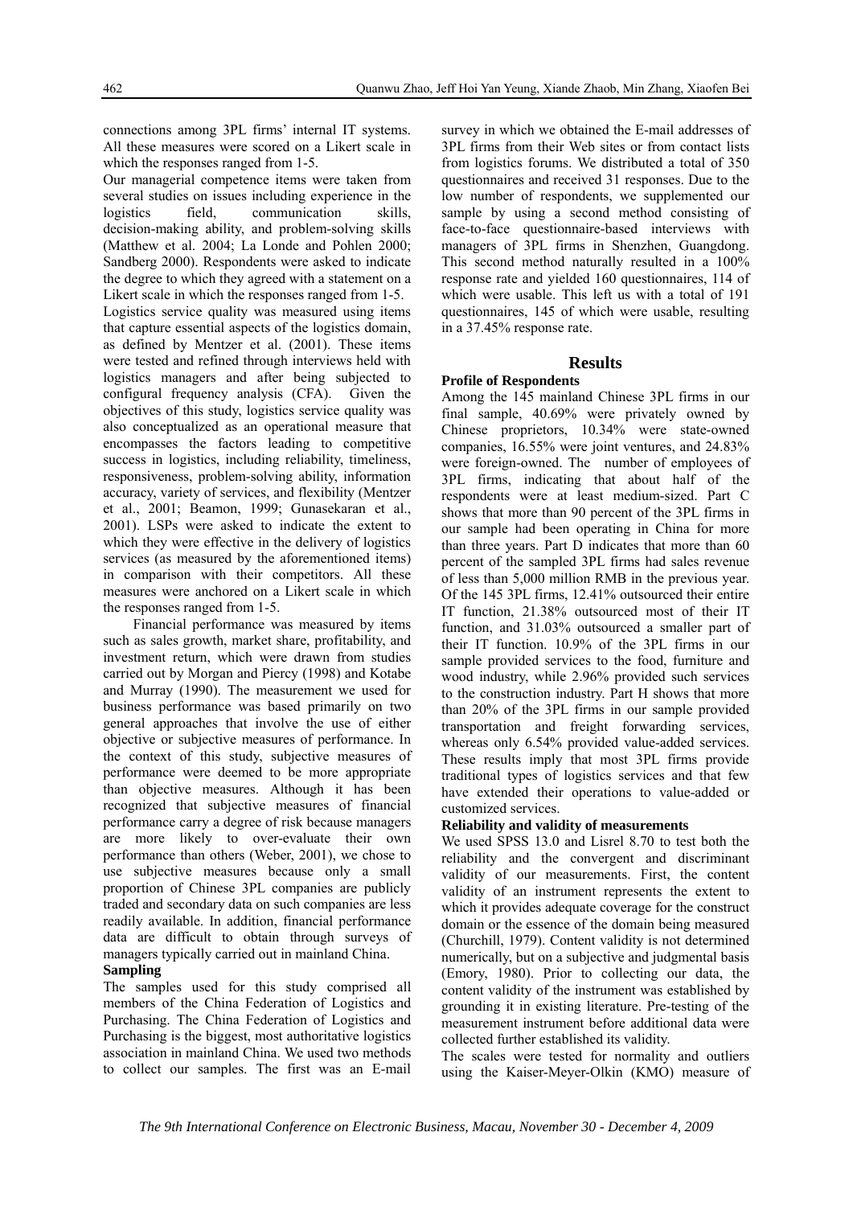connections among 3PL firms' internal IT systems. All these measures were scored on a Likert scale in which the responses ranged from 1-5.

Our managerial competence items were taken from several studies on issues including experience in the logistics field, communication skills, decision-making ability, and problem-solving skills (Matthew et al. 2004; La Londe and Pohlen 2000; Sandberg 2000). Respondents were asked to indicate the degree to which they agreed with a statement on a Likert scale in which the responses ranged from 1-5.

Logistics service quality was measured using items that capture essential aspects of the logistics domain, as defined by Mentzer et al. (2001). These items were tested and refined through interviews held with logistics managers and after being subjected to configural frequency analysis (CFA). Given the objectives of this study, logistics service quality was also conceptualized as an operational measure that encompasses the factors leading to competitive success in logistics, including reliability, timeliness, responsiveness, problem-solving ability, information accuracy, variety of services, and flexibility (Mentzer et al., 2001; Beamon, 1999; Gunasekaran et al., 2001). LSPs were asked to indicate the extent to which they were effective in the delivery of logistics services (as measured by the aforementioned items) in comparison with their competitors. All these measures were anchored on a Likert scale in which the responses ranged from 1-5.

Financial performance was measured by items such as sales growth, market share, profitability, and investment return, which were drawn from studies carried out by Morgan and Piercy (1998) and Kotabe and Murray (1990). The measurement we used for business performance was based primarily on two general approaches that involve the use of either objective or subjective measures of performance. In the context of this study, subjective measures of performance were deemed to be more appropriate than objective measures. Although it has been recognized that subjective measures of financial performance carry a degree of risk because managers are more likely to over-evaluate their own performance than others (Weber, 2001), we chose to use subjective measures because only a small proportion of Chinese 3PL companies are publicly traded and secondary data on such companies are less readily available. In addition, financial performance data are difficult to obtain through surveys of managers typically carried out in mainland China.

**Sampling**

The samples used for this study comprised all members of the China Federation of Logistics and Purchasing. The China Federation of Logistics and Purchasing is the biggest, most authoritative logistics association in mainland China. We used two methods to collect our samples. The first was an E-mail survey in which we obtained the E-mail addresses of 3PL firms from their Web sites or from contact lists from logistics forums. We distributed a total of 350 questionnaires and received 31 responses. Due to the low number of respondents, we supplemented our sample by using a second method consisting of face-to-face questionnaire-based interviews with managers of 3PL firms in Shenzhen, Guangdong. This second method naturally resulted in a 100% response rate and yielded 160 questionnaires, 114 of which were usable. This left us with a total of 191 questionnaires, 145 of which were usable, resulting in a 37.45% response rate.

## Results

**Profile of Respondents**

Among the 145 mainland Chinese 3PL firms in our final sample, 40.69% were privately owned by Chinese proprietors, 10.34% were state-owned companies, 16.55% were joint ventures, and 24.83% were foreign-owned. The number of employees of 3PL firms, indicating that about half of the respondents were at least medium-sized. Part C shows that more than 90 percent of the 3PL firms in our sample had been operating in China for more than three years. Part D indicates that more than 60 percent of the sampled 3PL firms had sales revenue of less than 5,000 million RMB in the previous year. Of the 145 3PL firms, 12.41% outsourced their entire IT function, 21.38% outsourced most of their IT function, and 31.03% outsourced a smaller part of their IT function. 10.9% of the 3PL firms in our sample provided services to the food, furniture and wood industry, while 2.96% provided such services to the construction industry. Part H shows that more than 20% of the 3PL firms in our sample provided transportation and freight forwarding services, whereas only 6.54% provided value-added services. These results imply that most 3PL firms provide traditional types of logistics services and that few have extended their operations to value-added or customized services.

**Reliability and validity of measurements**

We used SPSS 13.0 and Lisrel 8.70 to test both the reliability and the convergent and discriminant validity of our measurements. First, the content validity of an instrument represents the extent to which it provides adequate coverage for the construct domain or the essence of the domain being measured (Churchill, 1979). Content validity is not determined numerically, but on a subjective and judgmental basis (Emory, 1980). Prior to collecting our data, the content validity of the instrument was established by grounding it in existing literature. Pre-testing of the measurement instrument before additional data were collected further established its validity.

The scales were tested for normality and outliers using the Kaiser-Meyer-Olkin (KMO) measure of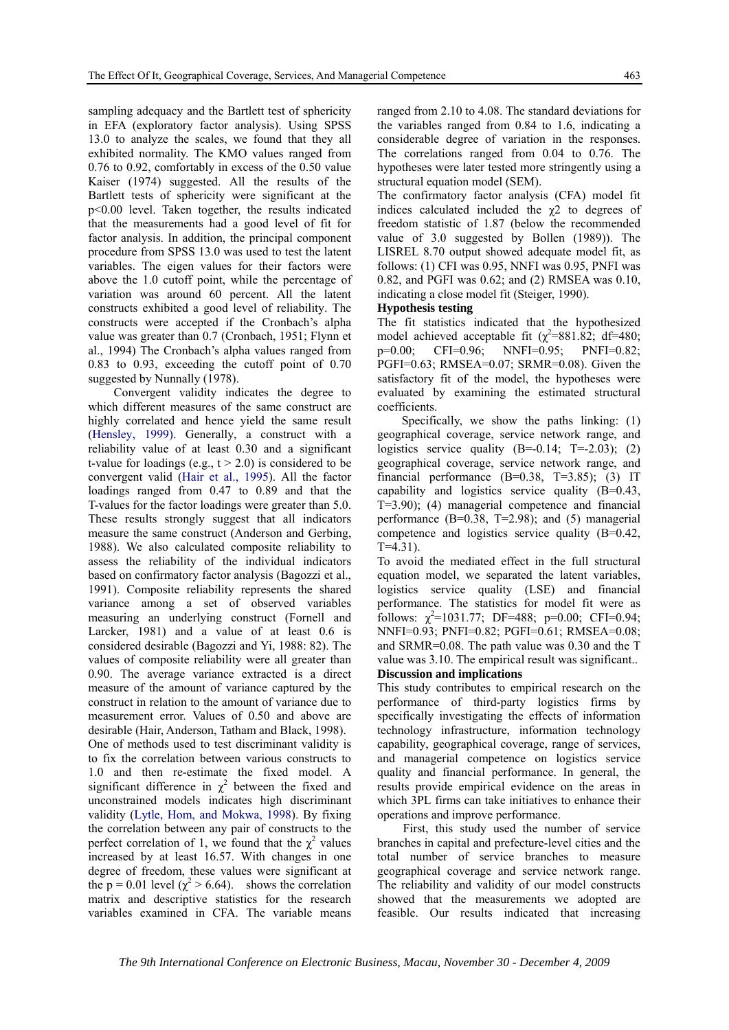sampling adequacy and the Bartlett test of sphericity in EFA (exploratory factor analysis). Using SPSS 13.0 to analyze the scales, we found that they all exhibited normality. The KMO values ranged from 0.76 to 0.92, comfortably in excess of the 0.50 value Kaiser (1974) suggested. All the results of the Bartlett tests of sphericity were significant at the $p<0.00$ level. Taken together, the results indicated that the measurements had a good level of fit for factor analysis. In addition, the principal component procedure from SPSS 13.0 was used to test the latent variables. The eigen values for their factors were above the 1.0 cutoff point, while the percentage of variation was around 60 percent. All the latent constructs exhibited a good level of reliability. The constructs were accepted if the Cronbach's alpha value was greater than 0.7 (Cronbach, 1951; Flynn et al., 1994) The Cronbach's alpha values ranged from 0.83 to 0.93, exceeding the cutoff point of 0.70 suggested by Nunnally (1978).

Convergent validity indicates the degree to which different measures of the same construct are highly correlated and hence yield the same result (Hensley, 1999). Generally, a construct with a reliability value of at least 0.30 and a significant t-value for loadings (e.g., $t > 2.0$) is considered to be convergent valid (Hair et al., 1995). All the factor loadings ranged from 0.47 to 0.89 and that the T-values for the factor loadings were greater than 5.0. These results strongly suggest that all indicators measure the same construct (Anderson and Gerbing, 1988). We also calculated composite reliability to assess the reliability of the individual indicators based on confirmatory factor analysis (Bagozzi et al., 1991). Composite reliability represents the shared variance among a set of observed variables measuring an underlying construct (Fornell and Larcker, 1981) and a value of at least 0.6 is considered desirable (Bagozzi and Yi, 1988: 82). The values of composite reliability were all greater than 0.90. The average variance extracted is a direct measure of the amount of variance captured by the construct in relation to the amount of variance due to measurement error. Values of 0.50 and above are desirable (Hair, Anderson, Tatham and Black, 1998).

One of methods used to test discriminant validity is to fix the correlation between various constructs to 1.0 and then re-estimate the fixed model. A significant difference in $\chi^2$ between the fixed and unconstrained models indicates high discriminant validity (Lytle, Hom, and Mokwa, 1998). By fixing the correlation between any pair of constructs to the perfect correlation of 1, we found that the $\chi^2$ values increased by at least 16.57. With changes in one degree of freedom, these values were significant at the $p = 0.01$ level ($\chi^2 > 6.64$). shows the correlation matrix and descriptive statistics for the research variables examined in CFA. The variable means ranged from 2.10 to 4.08. The standard deviations for the variables ranged from 0.84 to 1.6, indicating a considerable degree of variation in the responses. The correlations ranged from 0.04 to 0.76. The hypotheses were later tested more stringently using a structural equation model (SEM).

The confirmatory factor analysis (CFA) model fit indices calculated included the $\chi 2$ to degrees of freedom statistic of 1.87 (below the recommended value of 3.0 suggested by Bollen (1989)). The LISREL 8.70 output showed adequate model fit, as follows: (1) CFI was 0.95, NNFI was 0.95, PNFI was 0.82, and PGFI was 0.62; and (2) RMSEA was 0.10, indicating a close model fit (Steiger, 1990).

**Hypothesis testing**

The fit statistics indicated that the hypothesized model achieved acceptable fit ($\chi^2$=881.82; df=480; p=0.00; CFI=0.96; NNFI=0.95; PNFI=0.82; PGFI=0.63; RMSEA=0.07; SRMR=0.08). Given the satisfactory fit of the model, the hypotheses were evaluated by examining the estimated structural coefficients.

Specifically, we show the paths linking: (1) geographical coverage, service network range, and logistics service quality (B=-0.14; T=-2.03); (2) geographical coverage, service network range, and financial performance (B=0.38, T=3.85); (3) IT capability and logistics service quality (B=0.43, T=3.90); (4) managerial competence and financial performance (B=0.38, T=2.98); and (5) managerial competence and logistics service quality (B=0.42, T=4.31).

To avoid the mediated effect in the full structural equation model, we separated the latent variables, logistics service quality (LSE) and financial performance. The statistics for model fit were as follows: $\chi^2$=1031.77; DF=488; p=0.00; CFI=0.94; NNFI=0.93; PNFI=0.82; PGFI=0.61; RMSEA=0.08; and SRMR=0.08. The path value was 0.30 and the T value was 3.10. The empirical result was significant..

**Discussion and implications**

This study contributes to empirical research on the performance of third-party logistics firms by specifically investigating the effects of information technology infrastructure, information technology capability, geographical coverage, range of services, and managerial competence on logistics service quality and financial performance. In general, the results provide empirical evidence on the areas in which 3PL firms can take initiatives to enhance their operations and improve performance.

First, this study used the number of service branches in capital and prefecture-level cities and the total number of service branches to measure geographical coverage and service network range. The reliability and validity of our model constructs showed that the measurements we adopted are feasible. Our results indicated that increasing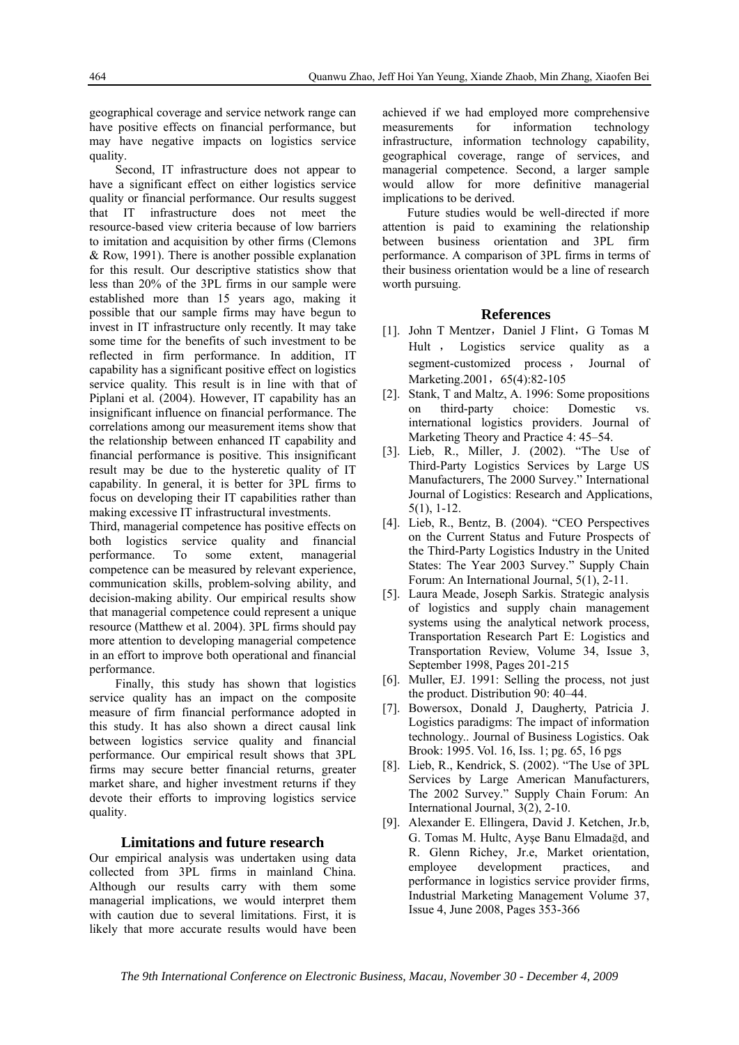geographical coverage and service network range can have positive effects on financial performance, but may have negative impacts on logistics service quality.

Second, IT infrastructure does not appear to have a significant effect on either logistics service quality or financial performance. Our results suggest that IT infrastructure does not meet the resource-based view criteria because of low barriers to imitation and acquisition by other firms (Clemons & Row, 1991). There is another possible explanation for this result. Our descriptive statistics show that less than 20% of the 3PL firms in our sample were established more than 15 years ago, making it possible that our sample firms may have begun to invest in IT infrastructure only recently. It may take some time for the benefits of such investment to be reflected in firm performance. In addition, IT capability has a significant positive effect on logistics service quality. This result is in line with that of Piplani et al. (2004). However, IT capability has an insignificant influence on financial performance. The correlations among our measurement items show that the relationship between enhanced IT capability and financial performance is positive. This insignificant result may be due to the hysteretic quality of IT capability. In general, it is better for 3PL firms to focus on developing their IT capabilities rather than making excessive IT infrastructural investments.

Third, managerial competence has positive effects on both logistics service quality and financial performance. To some extent, managerial competence can be measured by relevant experience, communication skills, problem-solving ability, and decision-making ability. Our empirical results show that managerial competence could represent a unique resource (Matthew et al. 2004). 3PL firms should pay more attention to developing managerial competence in an effort to improve both operational and financial performance.

Finally, this study has shown that logistics service quality has an impact on the composite measure of firm financial performance adopted in this study. It has also shown a direct causal link between logistics service quality and financial performance. Our empirical result shows that 3PL firms may secure better financial returns, greater market share, and higher investment returns if they devote their efforts to improving logistics service quality.

## Limitations and future research

Our empirical analysis was undertaken using data collected from 3PL firms in mainland China. Although our results carry with them some managerial implications, we would interpret them with caution due to several limitations. First, it is likely that more accurate results would have been achieved if we had employed more comprehensive measurements for information technology infrastructure, information technology capability, geographical coverage, range of services, and managerial competence. Second, a larger sample would allow for more definitive managerial implications to be derived.

Future studies would be well-directed if more attention is paid to examining the relationship between business orientation and 3PL firm performance. A comparison of 3PL firms in terms of their business orientation would be a line of research worth pursuing.

## References

[1]. John T Mentzer，Daniel J Flint，G Tomas M Hult ， Logistics service quality as a segment-customized process ， Journal of Marketing.2001，65(4):82-105

[2]. Stank, T and Maltz, A. 1996: Some propositions on third-party choice: Domestic vs. international logistics providers. Journal of Marketing Theory and Practice 4: 45–54.

[3]. Lieb, R., Miller, J. (2002). "The Use of Third-Party Logistics Services by Large US Manufacturers, The 2000 Survey." International Journal of Logistics: Research and Applications, 5(1), 1-12.

[4]. Lieb, R., Bentz, B. (2004). "CEO Perspectives on the Current Status and Future Prospects of the Third-Party Logistics Industry in the United States: The Year 2003 Survey." Supply Chain Forum: An International Journal, 5(1), 2-11.

[5]. Laura Meade, Joseph Sarkis. Strategic analysis of logistics and supply chain management systems using the analytical network process, Transportation Research Part E: Logistics and Transportation Review, Volume 34, Issue 3, September 1998, Pages 201-215

[6]. Muller, EJ. 1991: Selling the process, not just the product. Distribution 90: 40–44.

[7]. Bowersox, Donald J, Daugherty, Patricia J. Logistics paradigms: The impact of information technology.. Journal of Business Logistics. Oak Brook: 1995. Vol. 16, Iss. 1; pg. 65, 16 pgs

[8]. Lieb, R., Kendrick, S. (2002). "The Use of 3PL Services by Large American Manufacturers, The 2002 Survey." Supply Chain Forum: An International Journal, 3(2), 2-10.

[9]. Alexander E. Ellingera, David J. Ketchen, Jr.b, G. Tomas M. Hultc, Ayşe Banu Elmadağd, and R. Glenn Richey, Jr.e, Market orientation, employee development practices, and performance in logistics service provider firms, Industrial Marketing Management Volume 37, Issue 4, June 2008, Pages 353-366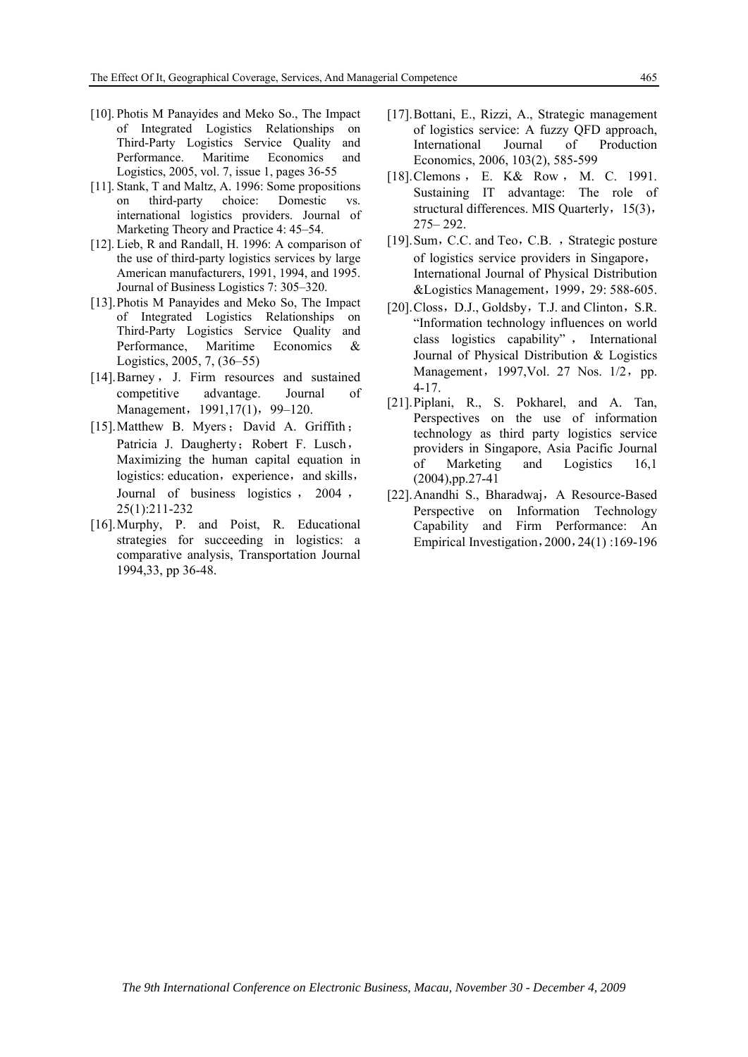[10]. Photis M Panayides and Meko So., The Impact of Integrated Logistics Relationships on Third-Party Logistics Service Quality and Performance. Maritime Economics and Logistics, 2005, vol. 7, issue 1, pages 36-55

[11]. Stank, T and Maltz, A. 1996: Some propositions on third-party choice: Domestic vs. international logistics providers. Journal of Marketing Theory and Practice 4: 45–54.

[12]. Lieb, R and Randall, H. 1996: A comparison of the use of third-party logistics services by large American manufacturers, 1991, 1994, and 1995. Journal of Business Logistics 7: 305–320.

[13]. Photis M Panayides and Meko So, The Impact of Integrated Logistics Relationships on Third-Party Logistics Service Quality and Performance, Maritime Economics & Logistics, 2005, 7, (36–55)

[14]. Barney， J. Firm resources and sustained competitive advantage. Journal of Management，1991,17(1)，99–120.

[15]. Matthew B. Myers；David A. Griffith；Patricia J. Daugherty；Robert F. Lusch，Maximizing the human capital equation in logistics: education，experience，and skills，Journal of business logistics ， 2004 ， 25(1):211-232

[16]. Murphy, P. and Poist, R. Educational strategies for succeeding in logistics: a comparative analysis, Transportation Journal 1994,33, pp 36-48.

[17]. Bottani, E., Rizzi, A., Strategic management of logistics service: A fuzzy QFD approach, International Journal of Production Economics, 2006, 103(2), 585-599

[18]. Clemons， E. K& Row， M. C. 1991. Sustaining IT advantage: The role of structural differences. MIS Quarterly，15(3)，275– 292.

[19]. Sum，C.C. and Teo，C.B. ，Strategic posture of logistics service providers in Singapore，International Journal of Physical Distribution &Logistics Management，1999，29: 588-605.

[20]. Closs，D.J., Goldsby，T.J. and Clinton，S.R. "Information technology influences on world class logistics capability"， International Journal of Physical Distribution & Logistics Management，1997,Vol. 27 Nos. 1/2，pp. 4-17.

[21]. Piplani, R., S. Pokharel, and A. Tan, Perspectives on the use of information technology as third party logistics service providers in Singapore, Asia Pacific Journal of Marketing and Logistics 16,1 (2004),pp.27-41

[22]. Anandhi S., Bharadwaj，A Resource-Based Perspective on Information Technology Capability and Firm Performance: An Empirical Investigation，2000，24(1) :169-196